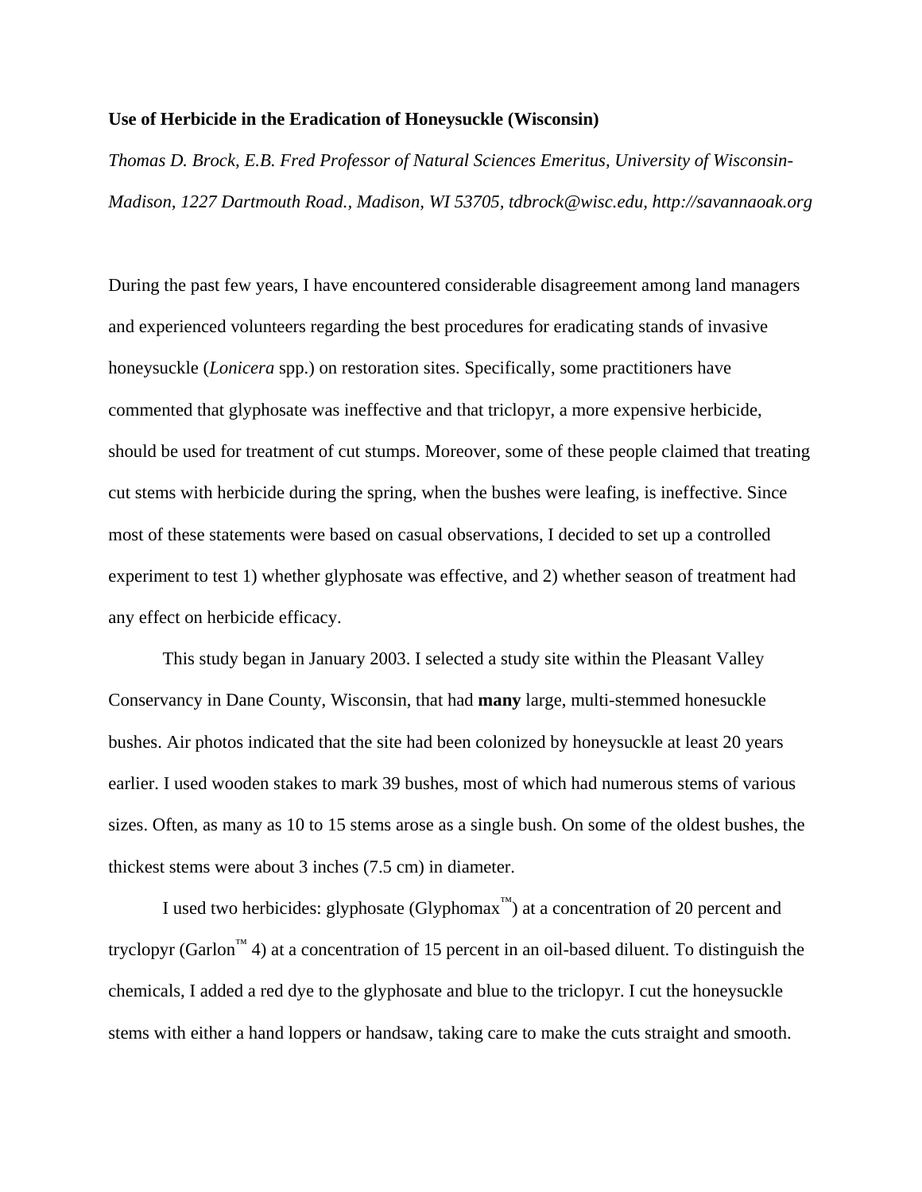**Use of Herbicide in the Eradication of Honeysuckle (Wisconsin)**

*Thomas D. Brock, E.B. Fred Professor of Natural Sciences Emeritus, University of Wisconsin-Madison, 1227 Dartmouth Road., Madison, WI 53705, tdbrock@wisc.edu, http://savannaoak.org*

During the past few years, I have encountered considerable disagreement among land managers and experienced volunteers regarding the best procedures for eradicating stands of invasive honeysuckle (*Lonicera* spp.) on restoration sites. Specifically, some practitioners have commented that glyphosate was ineffective and that triclopyr, a more expensive herbicide, should be used for treatment of cut stumps. Moreover, some of these people claimed that treating cut stems with herbicide during the spring, when the bushes were leafing, is ineffective. Since most of these statements were based on casual observations, I decided to set up a controlled experiment to test 1) whether glyphosate was effective, and 2) whether season of treatment had any effect on herbicide efficacy.

This study began in January 2003. I selected a study site within the Pleasant Valley Conservancy in Dane County, Wisconsin, that had **many** large, multi-stemmed honesuckle bushes. Air photos indicated that the site had been colonized by honeysuckle at least 20 years earlier. I used wooden stakes to mark 39 bushes, most of which had numerous stems of various sizes. Often, as many as 10 to 15 stems arose as a single bush. On some of the oldest bushes, the thickest stems were about 3 inches (7.5 cm) in diameter.

I used two herbicides: glyphosate (Glyphomax™) at a concentration of 20 percent and tryclopyr (Garlon™ 4) at a concentration of 15 percent in an oil-based diluent. To distinguish the chemicals, I added a red dye to the glyphosate and blue to the triclopyr. I cut the honeysuckle stems with either a hand loppers or handsaw, taking care to make the cuts straight and smooth.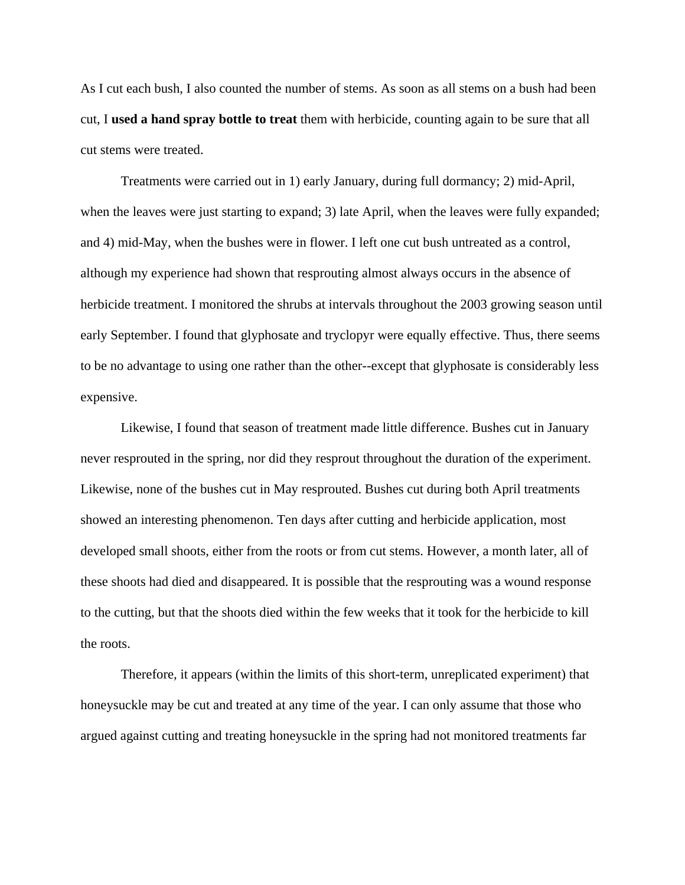As I cut each bush, I also counted the number of stems. As soon as all stems on a bush had been cut, I **used a hand spray bottle to treat** them with herbicide, counting again to be sure that all cut stems were treated.

Treatments were carried out in 1) early January, during full dormancy; 2) mid-April, when the leaves were just starting to expand; 3) late April, when the leaves were fully expanded; and 4) mid-May, when the bushes were in flower. I left one cut bush untreated as a control, although my experience had shown that resprouting almost always occurs in the absence of herbicide treatment. I monitored the shrubs at intervals throughout the 2003 growing season until early September. I found that glyphosate and tryclopyr were equally effective. Thus, there seems to be no advantage to using one rather than the other--except that glyphosate is considerably less expensive.

Likewise, I found that season of treatment made little difference. Bushes cut in January never resprouted in the spring, nor did they resprout throughout the duration of the experiment. Likewise, none of the bushes cut in May resprouted. Bushes cut during both April treatments showed an interesting phenomenon. Ten days after cutting and herbicide application, most developed small shoots, either from the roots or from cut stems. However, a month later, all of these shoots had died and disappeared. It is possible that the resprouting was a wound response to the cutting, but that the shoots died within the few weeks that it took for the herbicide to kill the roots.

Therefore, it appears (within the limits of this short-term, unreplicated experiment) that honeysuckle may be cut and treated at any time of the year. I can only assume that those who argued against cutting and treating honeysuckle in the spring had not monitored treatments far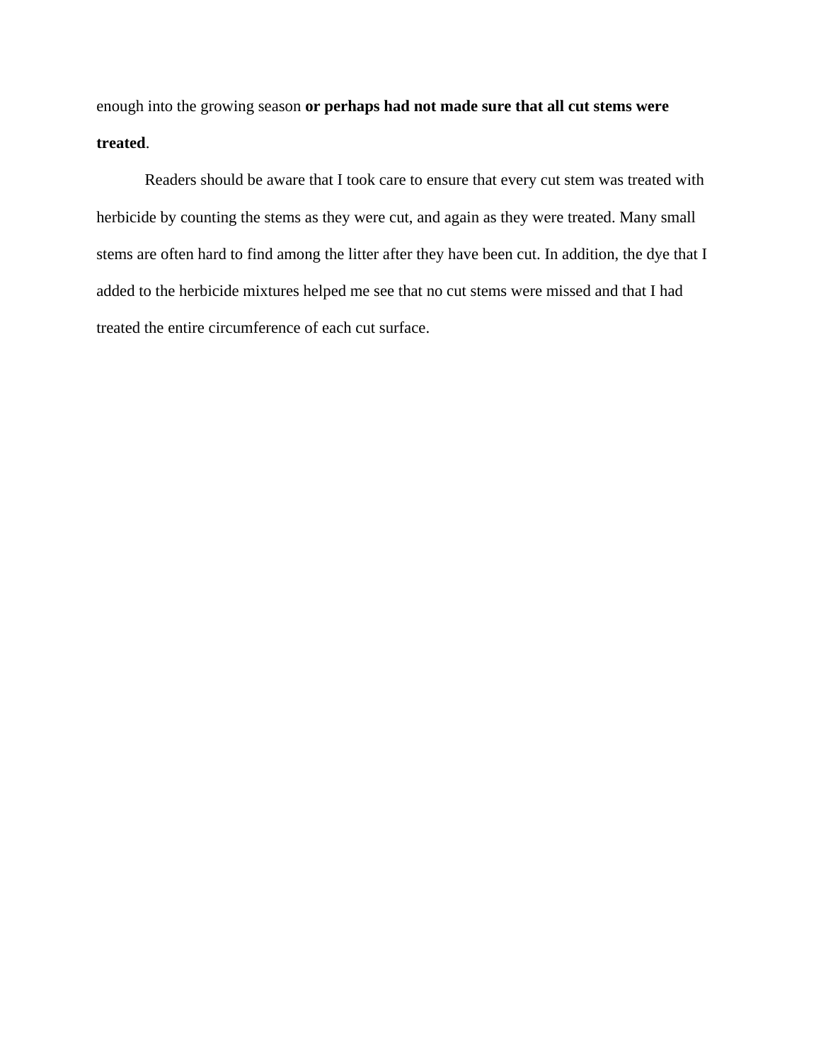enough into the growing season **or perhaps had not made sure that all cut stems were treated**.

Readers should be aware that I took care to ensure that every cut stem was treated with herbicide by counting the stems as they were cut, and again as they were treated. Many small stems are often hard to find among the litter after they have been cut. In addition, the dye that I added to the herbicide mixtures helped me see that no cut stems were missed and that I had treated the entire circumference of each cut surface.